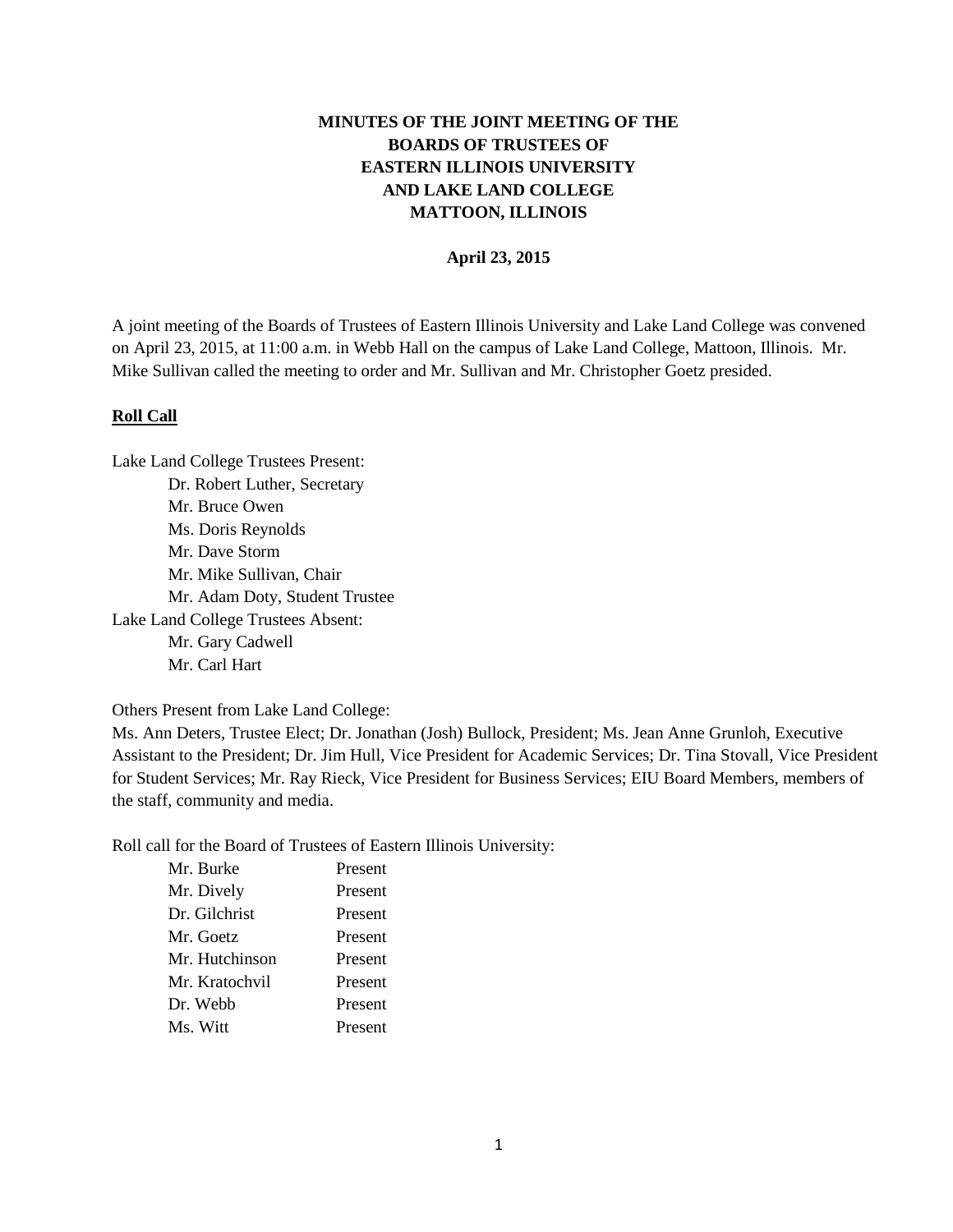# MINUTES OF THE JOINT MEETING OF THE BOARDS OF TRUSTEES OF EASTERN ILLINOIS UNIVERSITY AND LAKE LAND COLLEGE MATTOON, ILLINOIS

**April 23, 2015**

A joint meeting of the Boards of Trustees of Eastern Illinois University and Lake Land College was convened on April 23, 2015, at 11:00 a.m. in Webb Hall on the campus of Lake Land College, Mattoon, Illinois. Mr. Mike Sullivan called the meeting to order and Mr. Sullivan and Mr. Christopher Goetz presided.

## Roll Call

Lake Land College Trustees Present:
- Dr. Robert Luther, Secretary
- Mr. Bruce Owen
- Ms. Doris Reynolds
- Mr. Dave Storm
- Mr. Mike Sullivan, Chair
- Mr. Adam Doty, Student Trustee

Lake Land College Trustees Absent:
- Mr. Gary Cadwell
- Mr. Carl Hart

Others Present from Lake Land College:
Ms. Ann Deters, Trustee Elect; Dr. Jonathan (Josh) Bullock, President; Ms. Jean Anne Grunloh, Executive Assistant to the President; Dr. Jim Hull, Vice President for Academic Services; Dr. Tina Stovall, Vice President for Student Services; Mr. Ray Rieck, Vice President for Business Services; EIU Board Members, members of the staff, community and media.

Roll call for the Board of Trustees of Eastern Illinois University:

| | |
|---|---|
| Mr. Burke | Present |
| Mr. Dively | Present |
| Dr. Gilchrist | Present |
| Mr. Goetz | Present |
| Mr. Hutchinson | Present |
| Mr. Kratochvil | Present |
| Dr. Webb | Present |
| Ms. Witt | Present |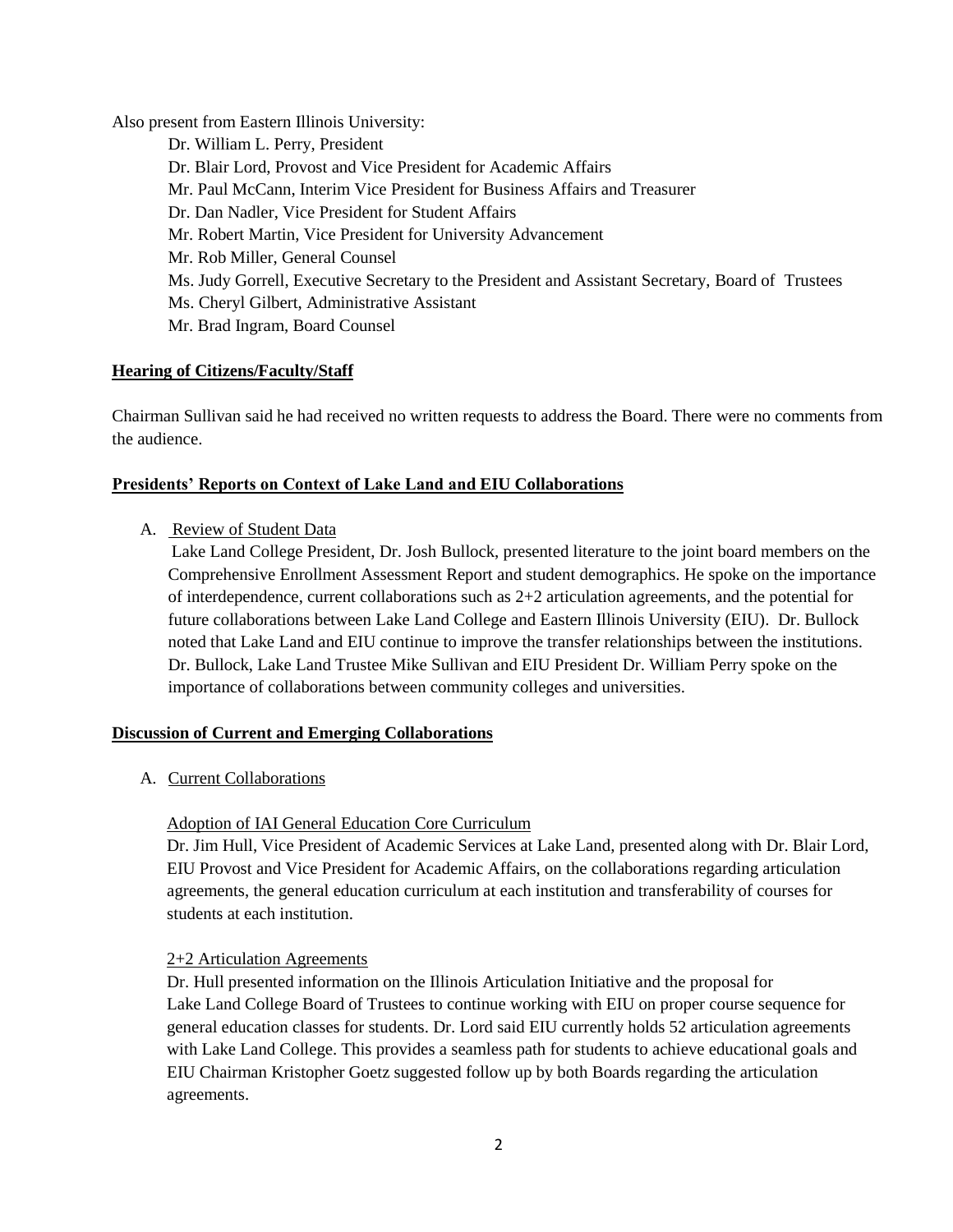Also present from Eastern Illinois University:

- Dr. William L. Perry, President
- Dr. Blair Lord, Provost and Vice President for Academic Affairs
- Mr. Paul McCann, Interim Vice President for Business Affairs and Treasurer
- Dr. Dan Nadler, Vice President for Student Affairs
- Mr. Robert Martin, Vice President for University Advancement
- Mr. Rob Miller, General Counsel
- Ms. Judy Gorrell, Executive Secretary to the President and Assistant Secretary, Board of Trustees
- Ms. Cheryl Gilbert, Administrative Assistant
- Mr. Brad Ingram, Board Counsel

**Hearing of Citizens/Faculty/Staff**

Chairman Sullivan said he had received no written requests to address the Board. There were no comments from the audience.

**Presidents' Reports on Context of Lake Land and EIU Collaborations**

A. Review of Student Data

Lake Land College President, Dr. Josh Bullock, presented literature to the joint board members on the Comprehensive Enrollment Assessment Report and student demographics. He spoke on the importance of interdependence, current collaborations such as 2+2 articulation agreements, and the potential for future collaborations between Lake Land College and Eastern Illinois University (EIU). Dr. Bullock noted that Lake Land and EIU continue to improve the transfer relationships between the institutions. Dr. Bullock, Lake Land Trustee Mike Sullivan and EIU President Dr. William Perry spoke on the importance of collaborations between community colleges and universities.

**Discussion of Current and Emerging Collaborations**

A. Current Collaborations

Adoption of IAI General Education Core Curriculum

Dr. Jim Hull, Vice President of Academic Services at Lake Land, presented along with Dr. Blair Lord, EIU Provost and Vice President for Academic Affairs, on the collaborations regarding articulation agreements, the general education curriculum at each institution and transferability of courses for students at each institution.

2+2 Articulation Agreements

Dr. Hull presented information on the Illinois Articulation Initiative and the proposal for Lake Land College Board of Trustees to continue working with EIU on proper course sequence for general education classes for students. Dr. Lord said EIU currently holds 52 articulation agreements with Lake Land College. This provides a seamless path for students to achieve educational goals and EIU Chairman Kristopher Goetz suggested follow up by both Boards regarding the articulation agreements.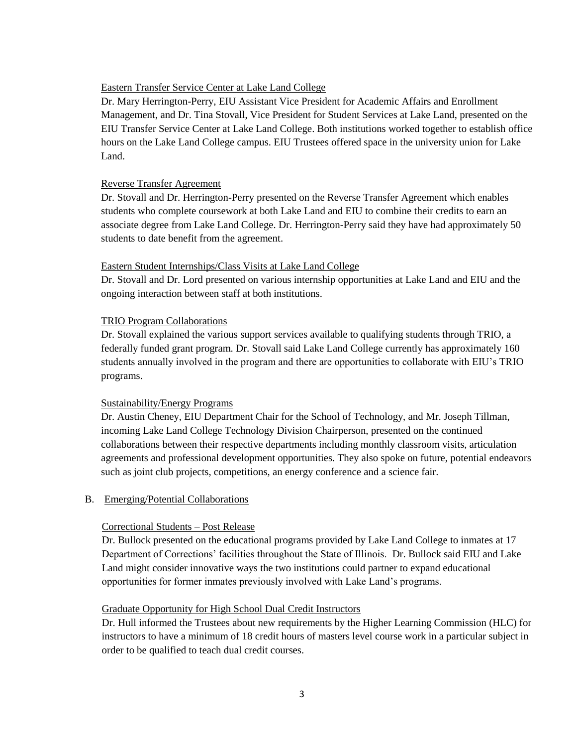Eastern Transfer Service Center at Lake Land College

Dr. Mary Herrington-Perry, EIU Assistant Vice President for Academic Affairs and Enrollment Management, and Dr. Tina Stovall, Vice President for Student Services at Lake Land, presented on the EIU Transfer Service Center at Lake Land College. Both institutions worked together to establish office hours on the Lake Land College campus. EIU Trustees offered space in the university union for Lake Land.

Reverse Transfer Agreement

Dr. Stovall and Dr. Herrington-Perry presented on the Reverse Transfer Agreement which enables students who complete coursework at both Lake Land and EIU to combine their credits to earn an associate degree from Lake Land College. Dr. Herrington-Perry said they have had approximately 50 students to date benefit from the agreement.

Eastern Student Internships/Class Visits at Lake Land College

Dr. Stovall and Dr. Lord presented on various internship opportunities at Lake Land and EIU and the ongoing interaction between staff at both institutions.

TRIO Program Collaborations

Dr. Stovall explained the various support services available to qualifying students through TRIO, a federally funded grant program. Dr. Stovall said Lake Land College currently has approximately 160 students annually involved in the program and there are opportunities to collaborate with EIU's TRIO programs.

Sustainability/Energy Programs

Dr. Austin Cheney, EIU Department Chair for the School of Technology, and Mr. Joseph Tillman, incoming Lake Land College Technology Division Chairperson, presented on the continued collaborations between their respective departments including monthly classroom visits, articulation agreements and professional development opportunities. They also spoke on future, potential endeavors such as joint club projects, competitions, an energy conference and a science fair.

B. Emerging/Potential Collaborations

Correctional Students – Post Release

Dr. Bullock presented on the educational programs provided by Lake Land College to inmates at 17 Department of Corrections' facilities throughout the State of Illinois. Dr. Bullock said EIU and Lake Land might consider innovative ways the two institutions could partner to expand educational opportunities for former inmates previously involved with Lake Land's programs.

Graduate Opportunity for High School Dual Credit Instructors

Dr. Hull informed the Trustees about new requirements by the Higher Learning Commission (HLC) for instructors to have a minimum of 18 credit hours of masters level course work in a particular subject in order to be qualified to teach dual credit courses.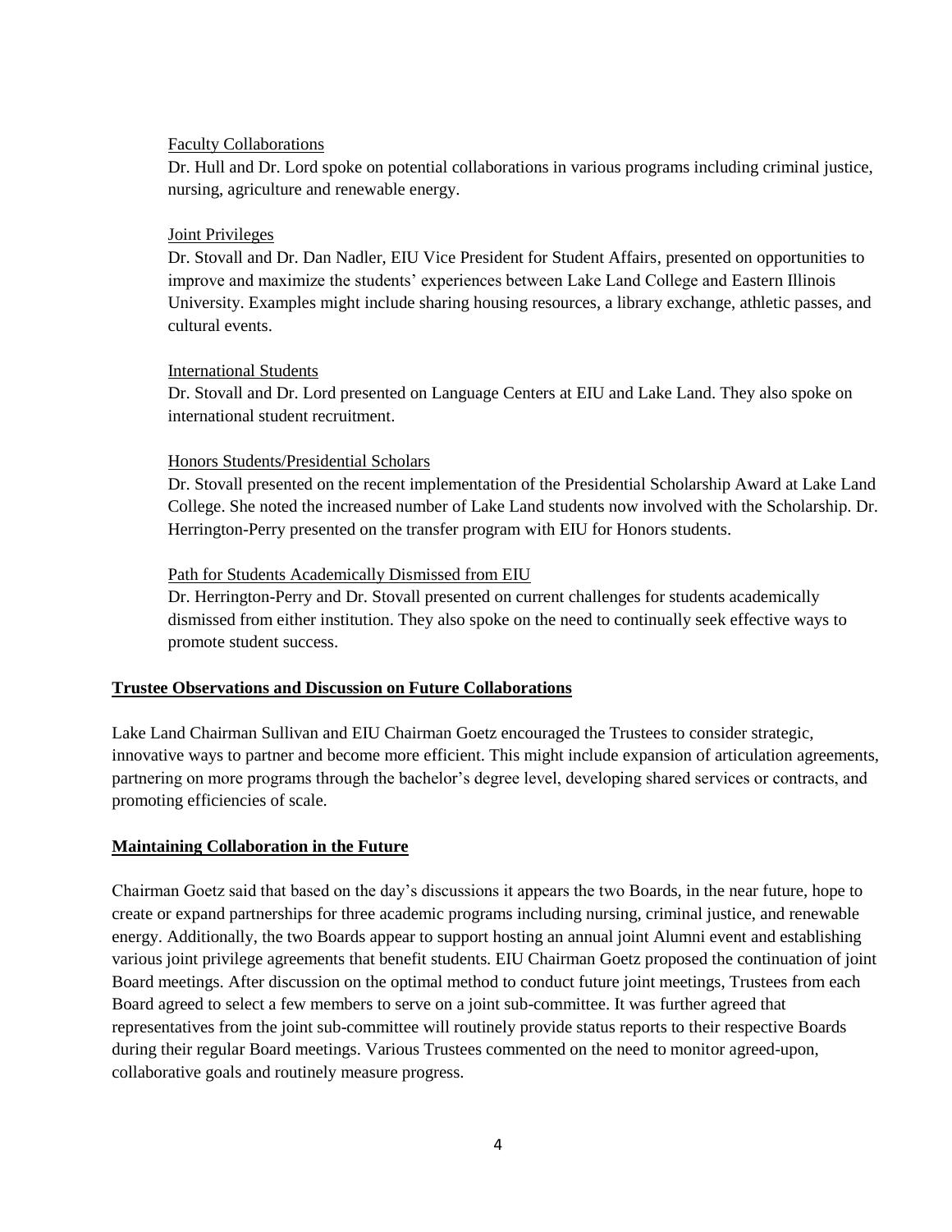Faculty Collaborations

Dr. Hull and Dr. Lord spoke on potential collaborations in various programs including criminal justice, nursing, agriculture and renewable energy.

Joint Privileges

Dr. Stovall and Dr. Dan Nadler, EIU Vice President for Student Affairs, presented on opportunities to improve and maximize the students' experiences between Lake Land College and Eastern Illinois University. Examples might include sharing housing resources, a library exchange, athletic passes, and cultural events.

International Students

Dr. Stovall and Dr. Lord presented on Language Centers at EIU and Lake Land. They also spoke on international student recruitment.

Honors Students/Presidential Scholars

Dr. Stovall presented on the recent implementation of the Presidential Scholarship Award at Lake Land College. She noted the increased number of Lake Land students now involved with the Scholarship. Dr. Herrington-Perry presented on the transfer program with EIU for Honors students.

Path for Students Academically Dismissed from EIU

Dr. Herrington-Perry and Dr. Stovall presented on current challenges for students academically dismissed from either institution. They also spoke on the need to continually seek effective ways to promote student success.

## Trustee Observations and Discussion on Future Collaborations

Lake Land Chairman Sullivan and EIU Chairman Goetz encouraged the Trustees to consider strategic, innovative ways to partner and become more efficient. This might include expansion of articulation agreements, partnering on more programs through the bachelor's degree level, developing shared services or contracts, and promoting efficiencies of scale.

## Maintaining Collaboration in the Future

Chairman Goetz said that based on the day's discussions it appears the two Boards, in the near future, hope to create or expand partnerships for three academic programs including nursing, criminal justice, and renewable energy. Additionally, the two Boards appear to support hosting an annual joint Alumni event and establishing various joint privilege agreements that benefit students. EIU Chairman Goetz proposed the continuation of joint Board meetings. After discussion on the optimal method to conduct future joint meetings, Trustees from each Board agreed to select a few members to serve on a joint sub-committee. It was further agreed that representatives from the joint sub-committee will routinely provide status reports to their respective Boards during their regular Board meetings. Various Trustees commented on the need to monitor agreed-upon, collaborative goals and routinely measure progress.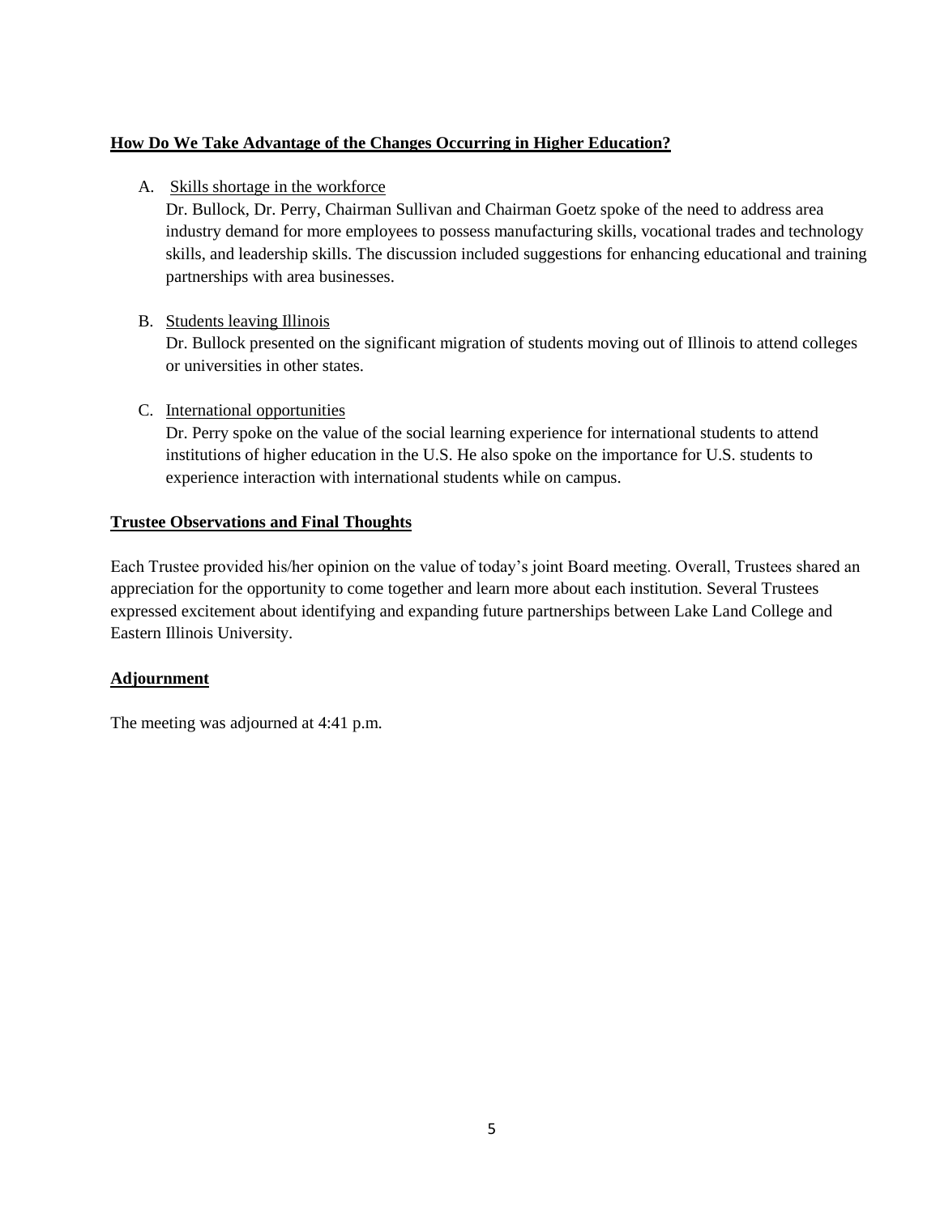## How Do We Take Advantage of the Changes Occurring in Higher Education?

A. Skills shortage in the workforce

Dr. Bullock, Dr. Perry, Chairman Sullivan and Chairman Goetz spoke of the need to address area industry demand for more employees to possess manufacturing skills, vocational trades and technology skills, and leadership skills. The discussion included suggestions for enhancing educational and training partnerships with area businesses.

B. Students leaving Illinois

Dr. Bullock presented on the significant migration of students moving out of Illinois to attend colleges or universities in other states.

C. International opportunities

Dr. Perry spoke on the value of the social learning experience for international students to attend institutions of higher education in the U.S. He also spoke on the importance for U.S. students to experience interaction with international students while on campus.

## Trustee Observations and Final Thoughts

Each Trustee provided his/her opinion on the value of today's joint Board meeting. Overall, Trustees shared an appreciation for the opportunity to come together and learn more about each institution. Several Trustees expressed excitement about identifying and expanding future partnerships between Lake Land College and Eastern Illinois University.

## Adjournment

The meeting was adjourned at 4:41 p.m.